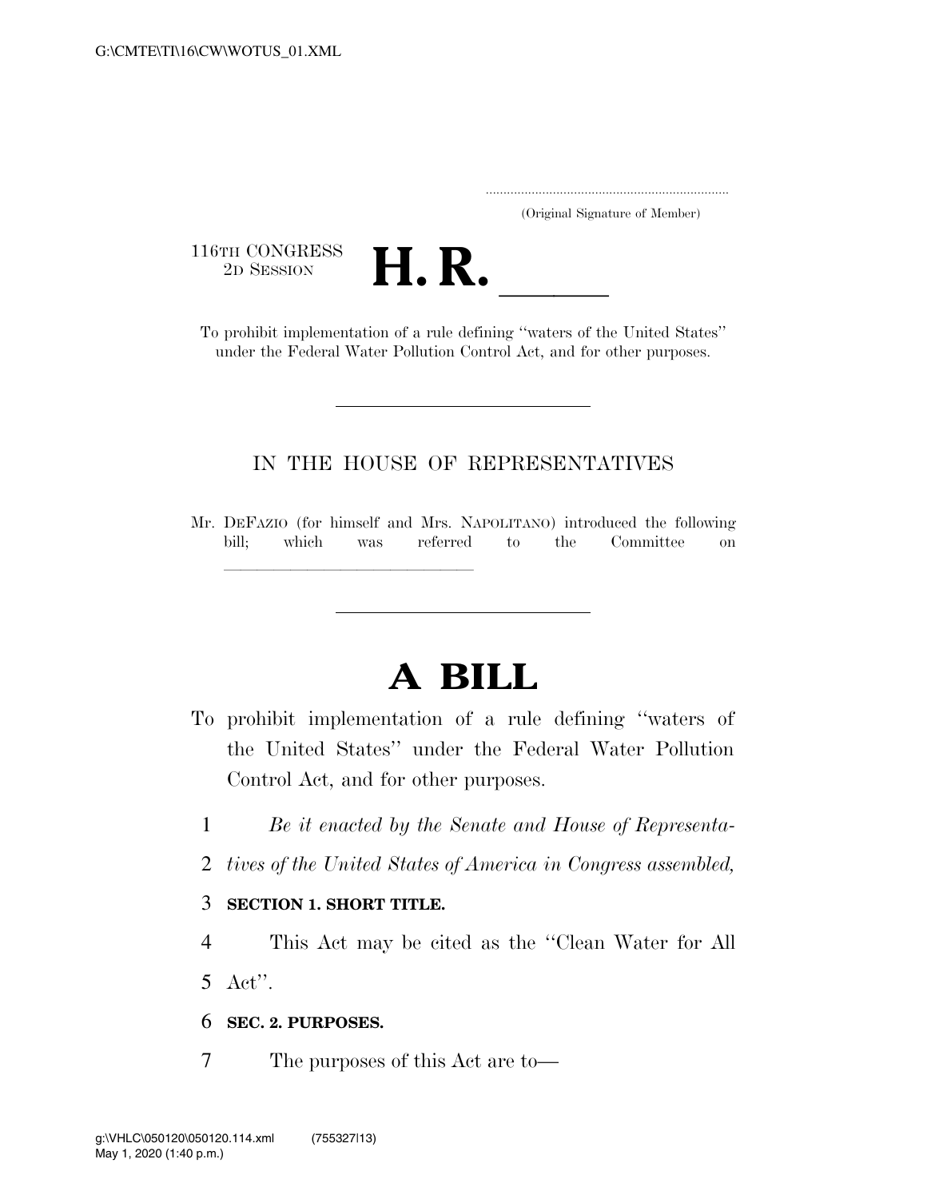G:\CMTE\TI\16\CW\WOTUS_01.XML

.....................................................................
(Original Signature of Member)

116TH CONGRESS
2D SESSION

# H. R. \_\_\_\_\_

To prohibit implementation of a rule defining ''waters of the United States'' under the Federal Water Pollution Control Act, and for other purposes.

---

IN THE HOUSE OF REPRESENTATIVES

Mr. DEFAZIO (for himself and Mrs. NAPOLITANO) introduced the following bill; which was referred to the Committee on \_\_\_\_\_\_\_\_\_\_\_\_\_\_\_\_\_\_\_\_\_\_\_\_\_\_\_\_\_\_

---

# A BILL

To prohibit implementation of a rule defining ''waters of the United States'' under the Federal Water Pollution Control Act, and for other purposes.

1 *Be it enacted by the Senate and House of Representa-*
2 *tives of the United States of America in Congress assembled,*

3 **SECTION 1. SHORT TITLE.**

4 This Act may be cited as the ''Clean Water for All
5 Act''.

6 **SEC. 2. PURPOSES.**

7 The purposes of this Act are to—

g:\VHLC\050120\050120.114.xml (755327|13)
May 1, 2020 (1:40 p.m.)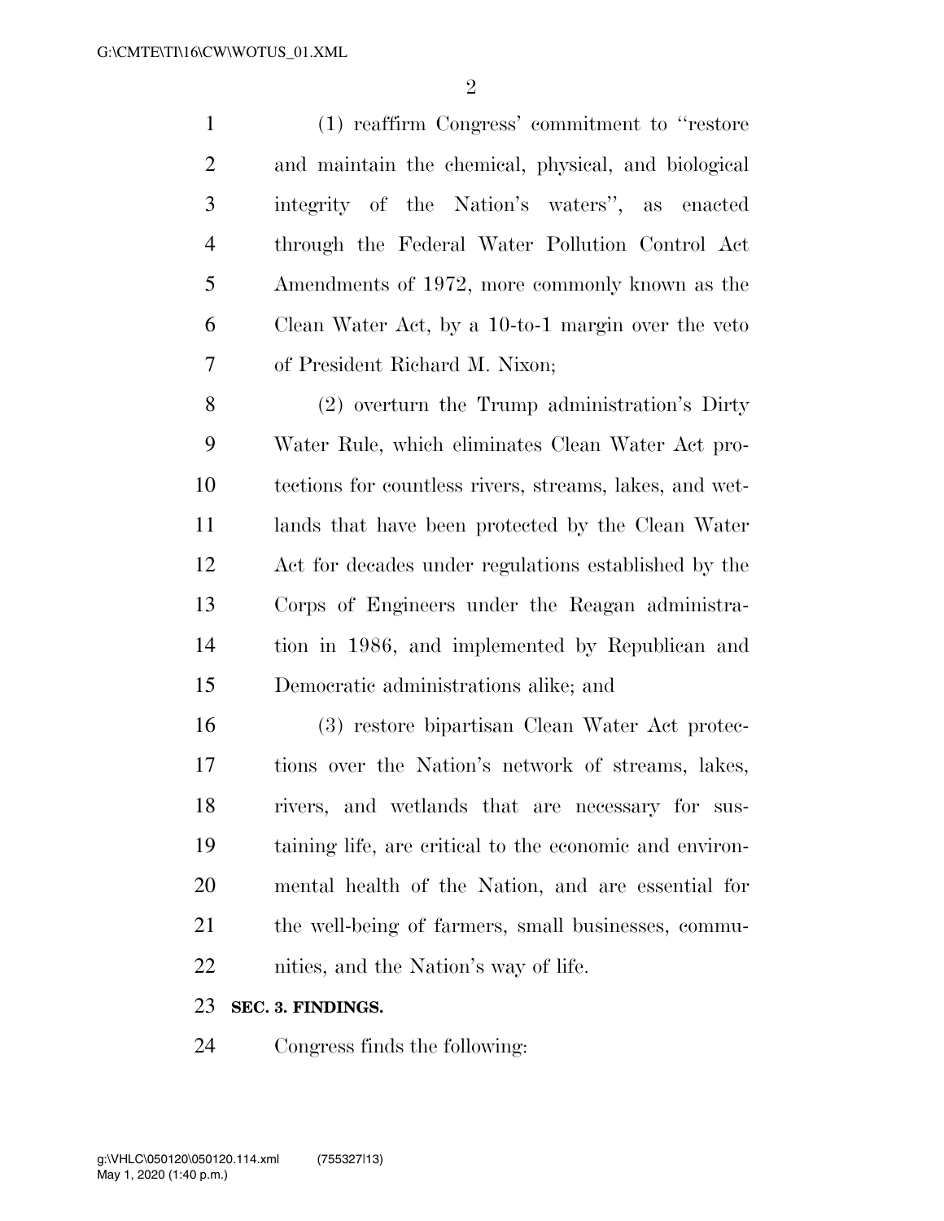(1) reaffirm Congress' commitment to "restore and maintain the chemical, physical, and biological integrity of the Nation's waters", as enacted through the Federal Water Pollution Control Act Amendments of 1972, more commonly known as the Clean Water Act, by a 10-to-1 margin over the veto of President Richard M. Nixon;

(2) overturn the Trump administration's Dirty Water Rule, which eliminates Clean Water Act protections for countless rivers, streams, lakes, and wetlands that have been protected by the Clean Water Act for decades under regulations established by the Corps of Engineers under the Reagan administration in 1986, and implemented by Republican and Democratic administrations alike; and

(3) restore bipartisan Clean Water Act protections over the Nation's network of streams, lakes, rivers, and wetlands that are necessary for sustaining life, are critical to the economic and environmental health of the Nation, and are essential for the well-being of farmers, small businesses, communities, and the Nation's way of life.

**SEC. 3. FINDINGS.**

Congress finds the following: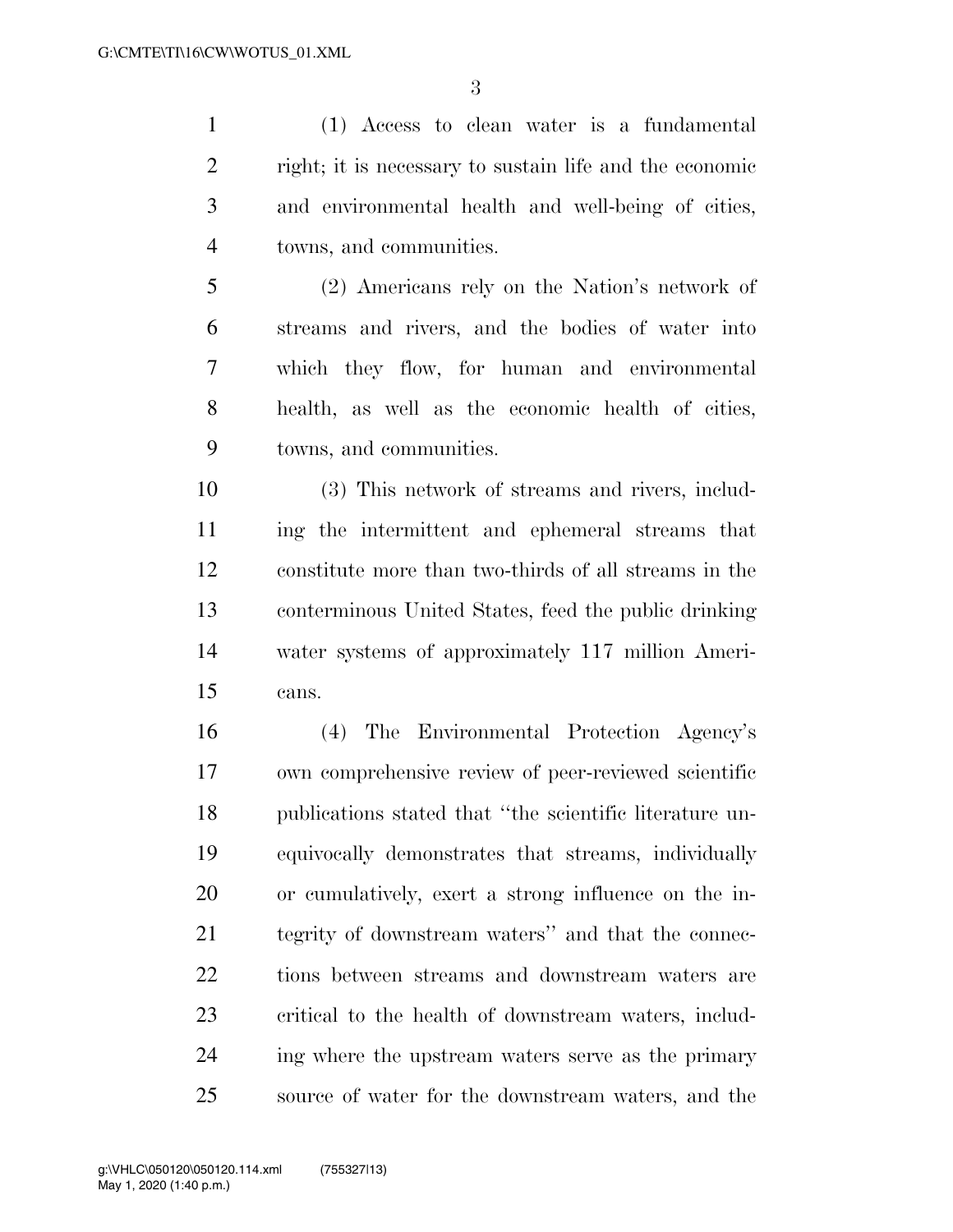(1) Access to clean water is a fundamental right; it is necessary to sustain life and the economic and environmental health and well-being of cities, towns, and communities.

(2) Americans rely on the Nation's network of streams and rivers, and the bodies of water into which they flow, for human and environmental health, as well as the economic health of cities, towns, and communities.

(3) This network of streams and rivers, including the intermittent and ephemeral streams that constitute more than two-thirds of all streams in the conterminous United States, feed the public drinking water systems of approximately 117 million Americans.

(4) The Environmental Protection Agency's own comprehensive review of peer-reviewed scientific publications stated that "the scientific literature unequivocally demonstrates that streams, individually or cumulatively, exert a strong influence on the integrity of downstream waters" and that the connections between streams and downstream waters are critical to the health of downstream waters, including where the upstream waters serve as the primary source of water for the downstream waters, and the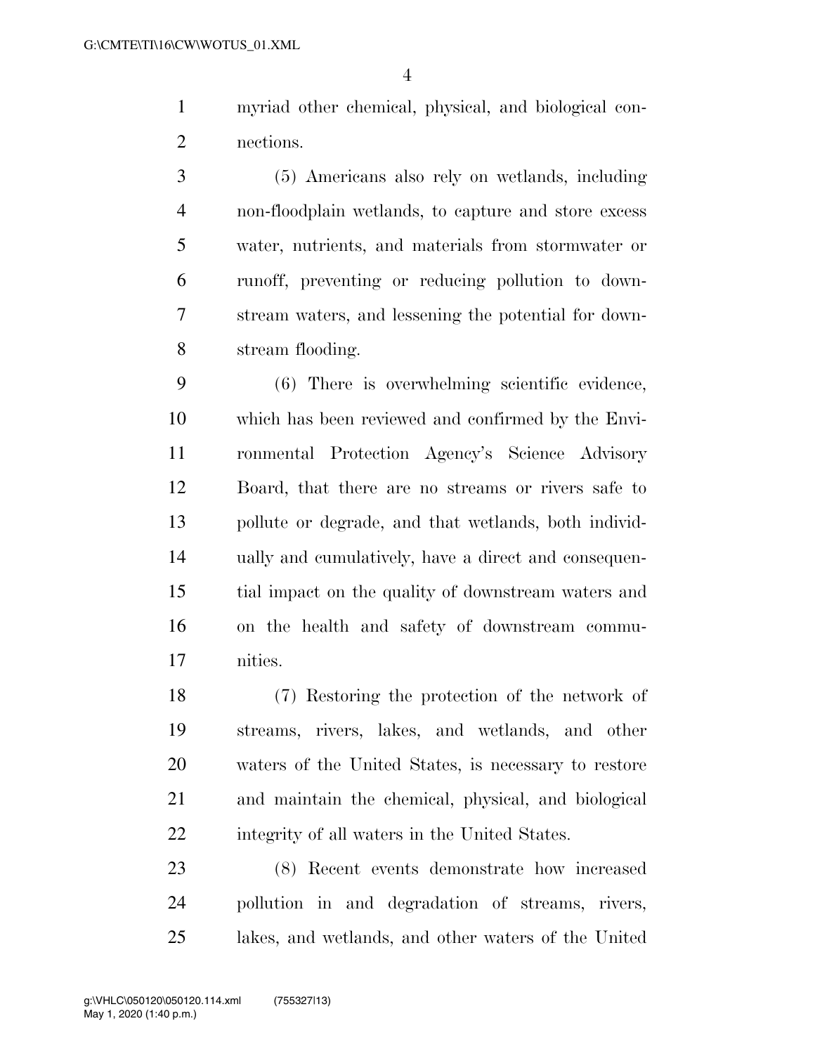myriad other chemical, physical, and biological connections.

(5) Americans also rely on wetlands, including non-floodplain wetlands, to capture and store excess water, nutrients, and materials from stormwater or runoff, preventing or reducing pollution to downstream waters, and lessening the potential for downstream flooding.

(6) There is overwhelming scientific evidence, which has been reviewed and confirmed by the Environmental Protection Agency's Science Advisory Board, that there are no streams or rivers safe to pollute or degrade, and that wetlands, both individually and cumulatively, have a direct and consequential impact on the quality of downstream waters and on the health and safety of downstream communities.

(7) Restoring the protection of the network of streams, rivers, lakes, and wetlands, and other waters of the United States, is necessary to restore and maintain the chemical, physical, and biological integrity of all waters in the United States.

(8) Recent events demonstrate how increased pollution in and degradation of streams, rivers, lakes, and wetlands, and other waters of the United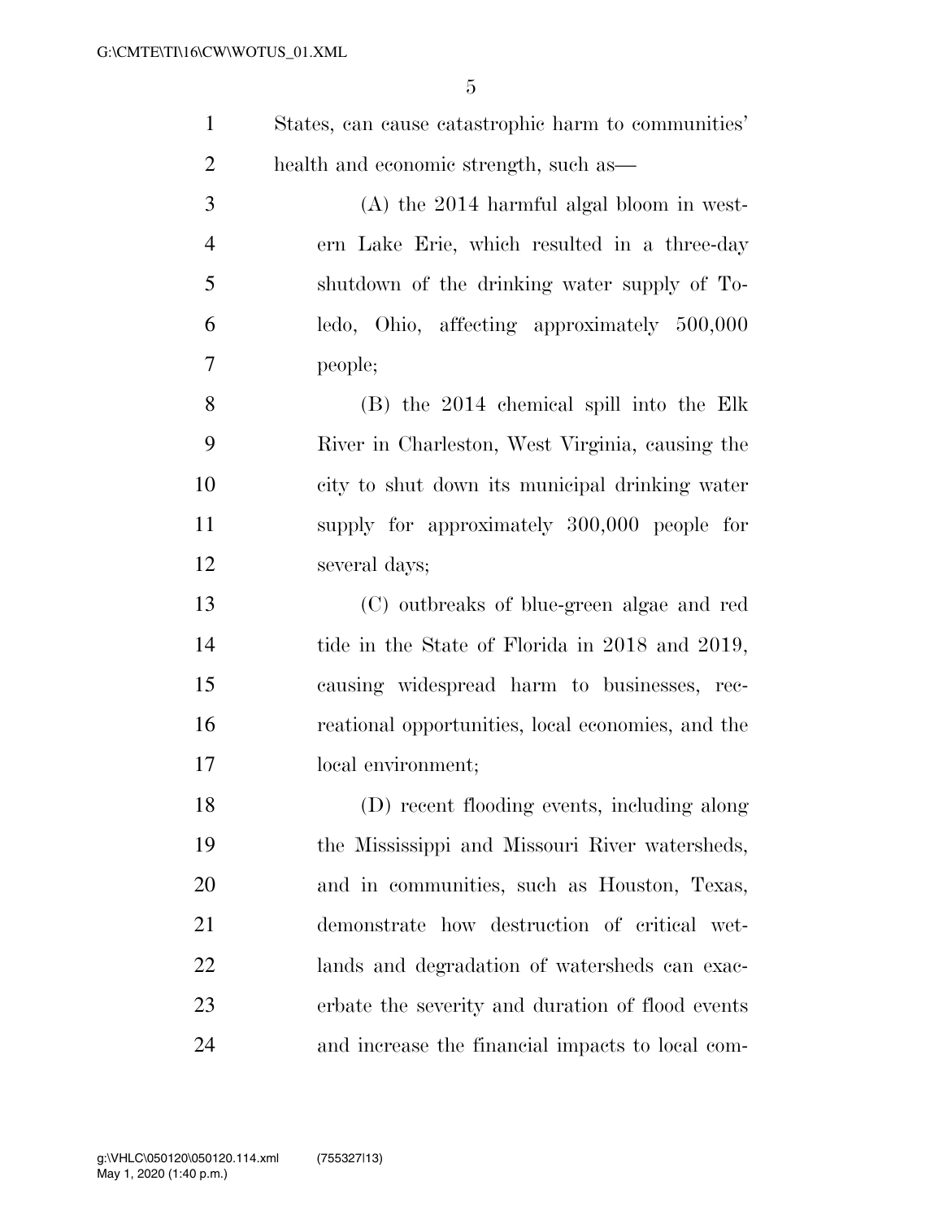States, can cause catastrophic harm to communities' health and economic strength, such as—

(A) the 2014 harmful algal bloom in western Lake Erie, which resulted in a three-day shutdown of the drinking water supply of Toledo, Ohio, affecting approximately 500,000 people;

(B) the 2014 chemical spill into the Elk River in Charleston, West Virginia, causing the city to shut down its municipal drinking water supply for approximately 300,000 people for several days;

(C) outbreaks of blue-green algae and red tide in the State of Florida in 2018 and 2019, causing widespread harm to businesses, recreational opportunities, local economies, and the local environment;

(D) recent flooding events, including along the Mississippi and Missouri River watersheds, and in communities, such as Houston, Texas, demonstrate how destruction of critical wetlands and degradation of watersheds can exacerbate the severity and duration of flood events and increase the financial impacts to local com-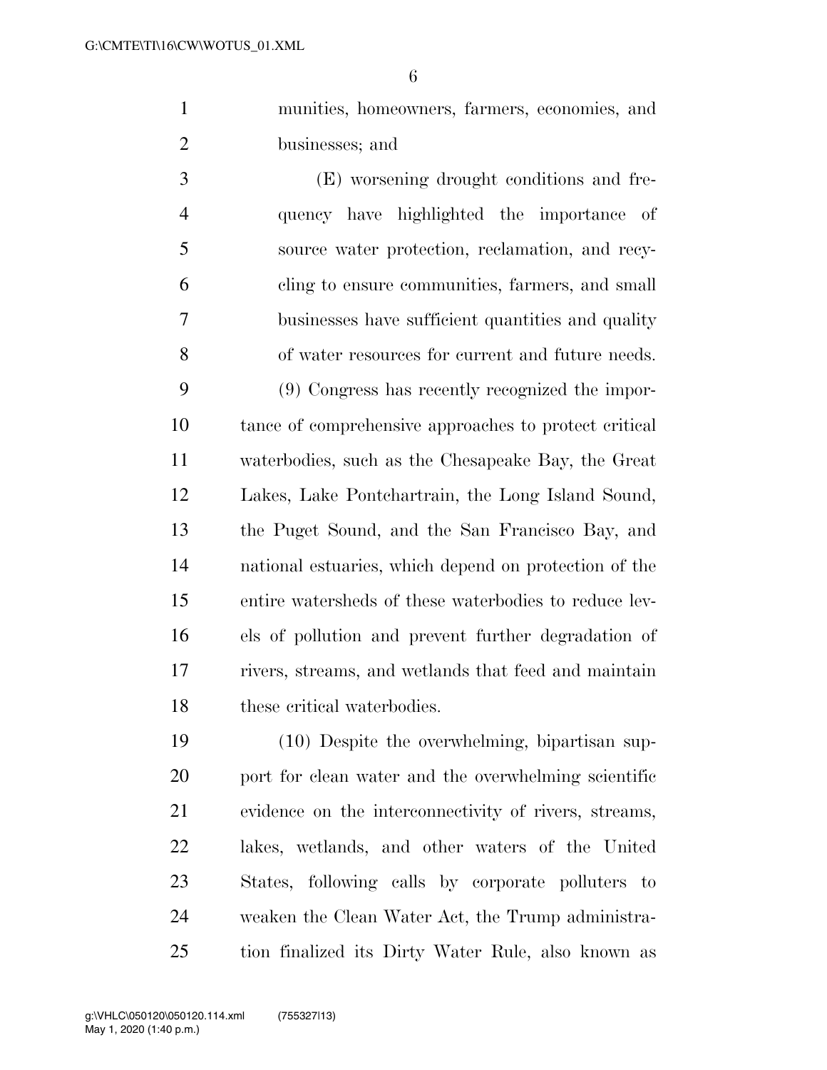munities, homeowners, farmers, economies, and businesses; and

(E) worsening drought conditions and frequency have highlighted the importance of source water protection, reclamation, and recycling to ensure communities, farmers, and small businesses have sufficient quantities and quality of water resources for current and future needs.

(9) Congress has recently recognized the importance of comprehensive approaches to protect critical waterbodies, such as the Chesapeake Bay, the Great Lakes, Lake Pontchartrain, the Long Island Sound, the Puget Sound, and the San Francisco Bay, and national estuaries, which depend on protection of the entire watersheds of these waterbodies to reduce levels of pollution and prevent further degradation of rivers, streams, and wetlands that feed and maintain these critical waterbodies.

(10) Despite the overwhelming, bipartisan support for clean water and the overwhelming scientific evidence on the interconnectivity of rivers, streams, lakes, wetlands, and other waters of the United States, following calls by corporate polluters to weaken the Clean Water Act, the Trump administration finalized its Dirty Water Rule, also known as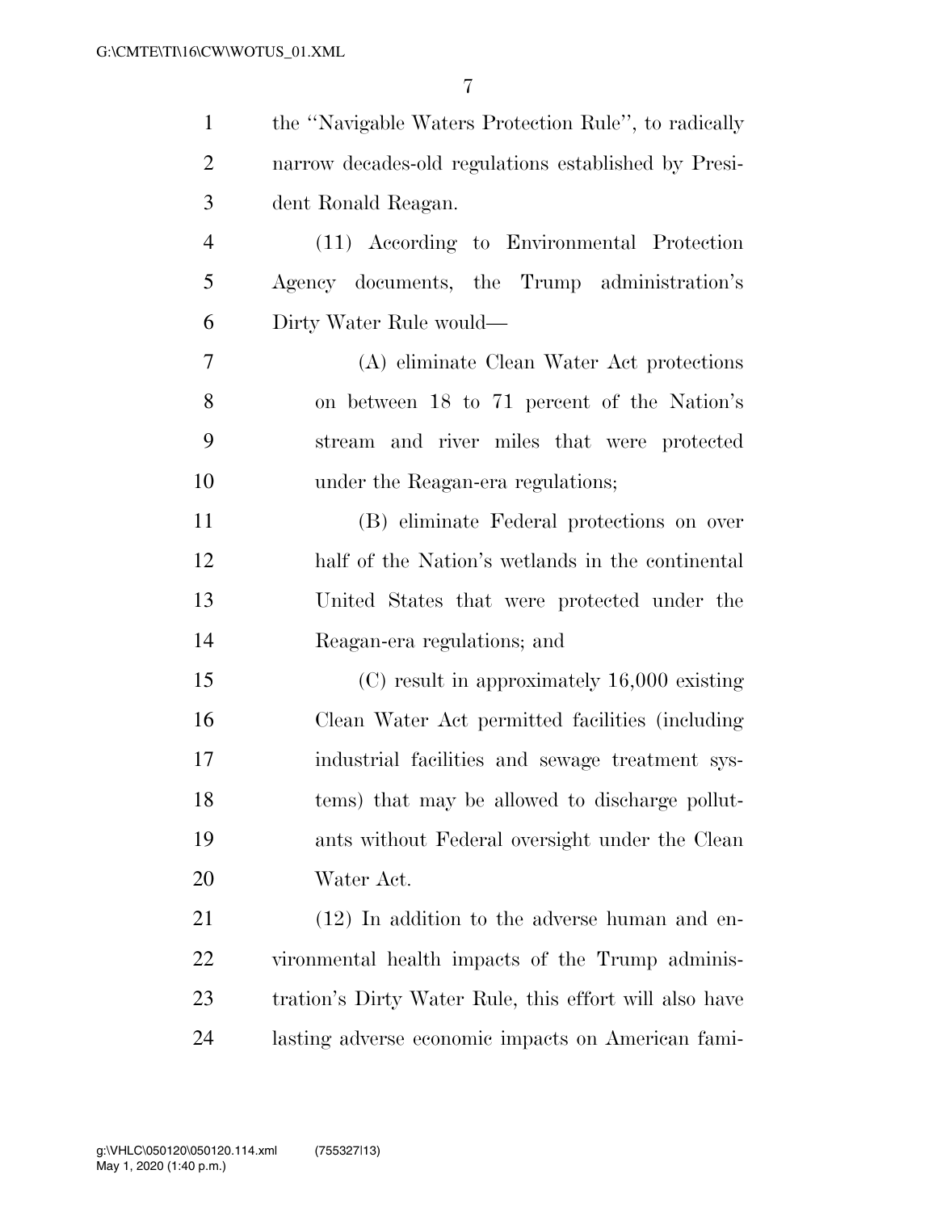the ''Navigable Waters Protection Rule'', to radically narrow decades-old regulations established by President Ronald Reagan.

(11) According to Environmental Protection Agency documents, the Trump administration's Dirty Water Rule would—

(A) eliminate Clean Water Act protections on between 18 to 71 percent of the Nation's stream and river miles that were protected under the Reagan-era regulations;

(B) eliminate Federal protections on over half of the Nation's wetlands in the continental United States that were protected under the Reagan-era regulations; and

(C) result in approximately 16,000 existing Clean Water Act permitted facilities (including industrial facilities and sewage treatment systems) that may be allowed to discharge pollutants without Federal oversight under the Clean Water Act.

(12) In addition to the adverse human and environmental health impacts of the Trump administration's Dirty Water Rule, this effort will also have lasting adverse economic impacts on American fami-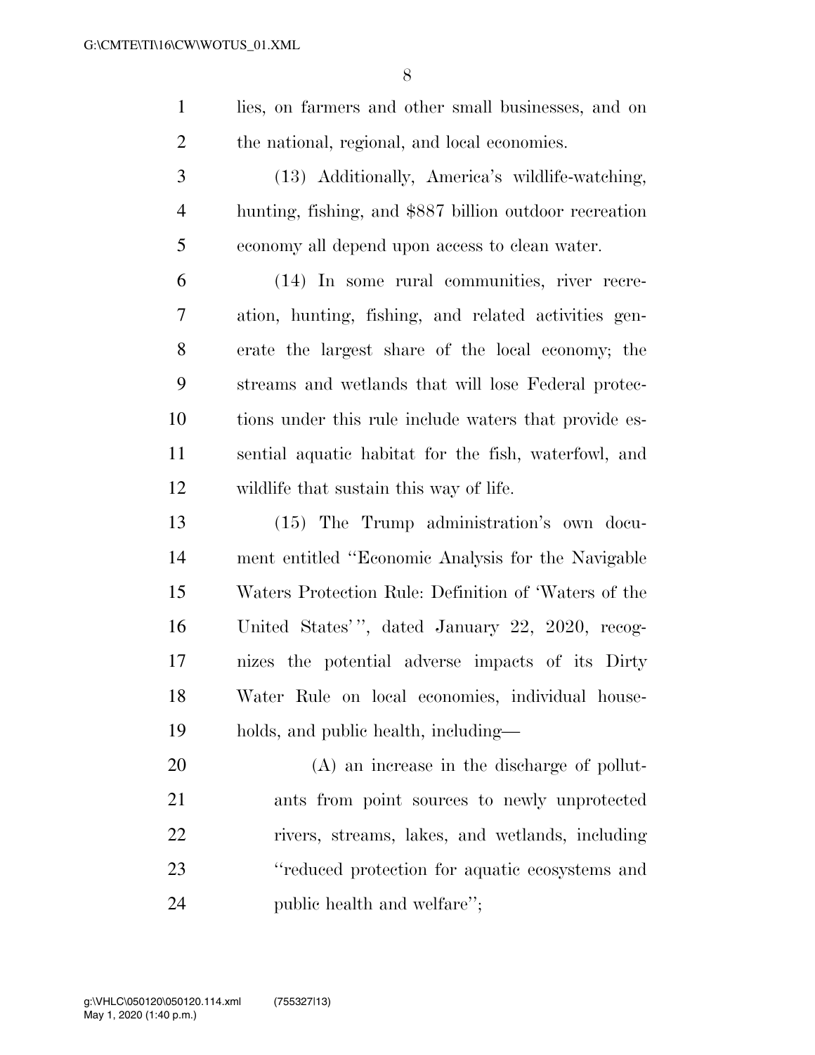lies, on farmers and other small businesses, and on the national, regional, and local economies.

(13) Additionally, America's wildlife-watching, hunting, fishing, and $887 billion outdoor recreation economy all depend upon access to clean water.

(14) In some rural communities, river recreation, hunting, fishing, and related activities generate the largest share of the local economy; the streams and wetlands that will lose Federal protections under this rule include waters that provide essential aquatic habitat for the fish, waterfowl, and wildlife that sustain this way of life.

(15) The Trump administration's own document entitled "Economic Analysis for the Navigable Waters Protection Rule: Definition of 'Waters of the United States'", dated January 22, 2020, recognizes the potential adverse impacts of its Dirty Water Rule on local economies, individual households, and public health, including—

(A) an increase in the discharge of pollutants from point sources to newly unprotected rivers, streams, lakes, and wetlands, including "reduced protection for aquatic ecosystems and public health and welfare";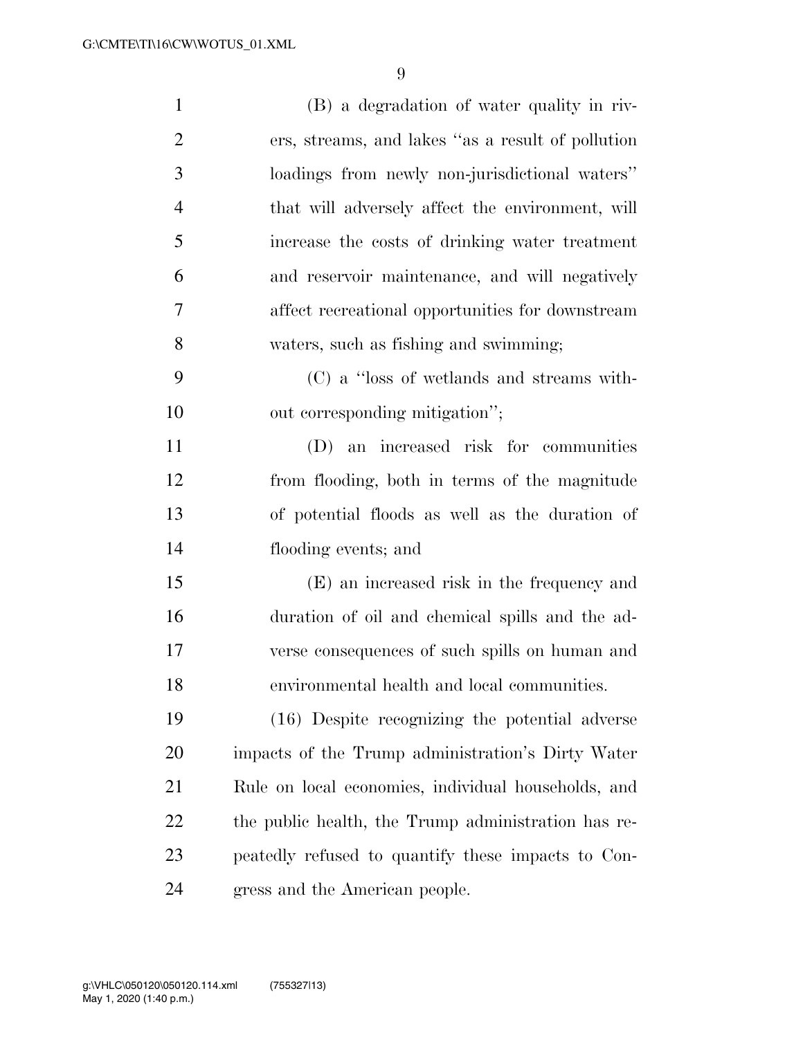(B) a degradation of water quality in rivers, streams, and lakes "as a result of pollution loadings from newly non-jurisdictional waters" that will adversely affect the environment, will increase the costs of drinking water treatment and reservoir maintenance, and will negatively affect recreational opportunities for downstream waters, such as fishing and swimming;

(C) a "loss of wetlands and streams without corresponding mitigation";

(D) an increased risk for communities from flooding, both in terms of the magnitude of potential floods as well as the duration of flooding events; and

(E) an increased risk in the frequency and duration of oil and chemical spills and the adverse consequences of such spills on human and environmental health and local communities.

(16) Despite recognizing the potential adverse impacts of the Trump administration's Dirty Water Rule on local economies, individual households, and the public health, the Trump administration has repeatedly refused to quantify these impacts to Congress and the American people.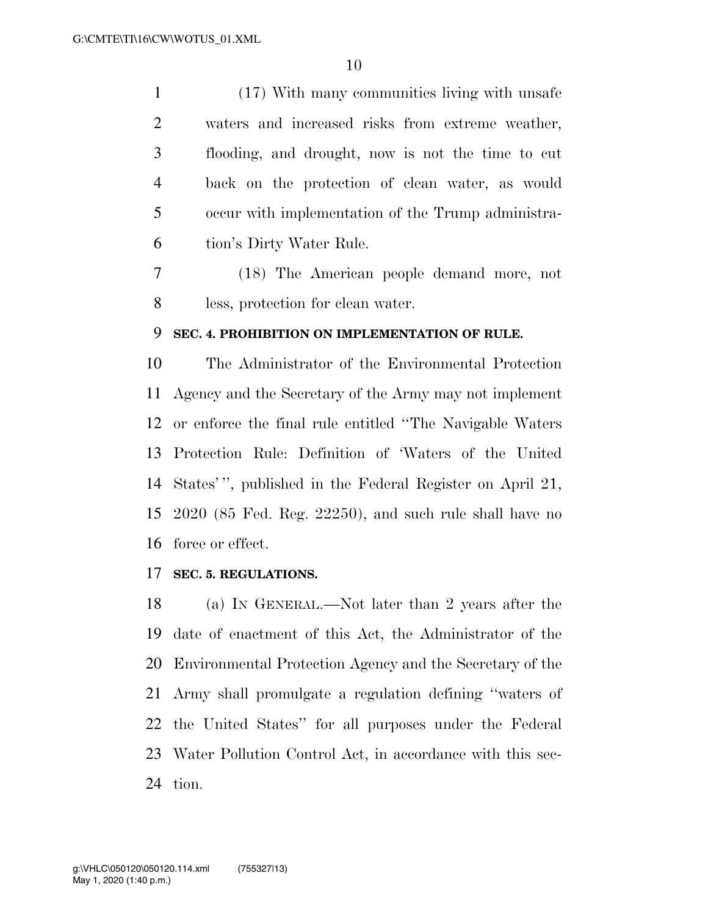(17) With many communities living with unsafe waters and increased risks from extreme weather, flooding, and drought, now is not the time to cut back on the protection of clean water, as would occur with implementation of the Trump administration's Dirty Water Rule.

(18) The American people demand more, not less, protection for clean water.

### SEC. 4. PROHIBITION ON IMPLEMENTATION OF RULE.

The Administrator of the Environmental Protection Agency and the Secretary of the Army may not implement or enforce the final rule entitled "The Navigable Waters Protection Rule: Definition of 'Waters of the United States'", published in the Federal Register on April 21, 2020 (85 Fed. Reg. 22250), and such rule shall have no force or effect.

### SEC. 5. REGULATIONS.

(a) IN GENERAL.—Not later than 2 years after the date of enactment of this Act, the Administrator of the Environmental Protection Agency and the Secretary of the Army shall promulgate a regulation defining "waters of the United States" for all purposes under the Federal Water Pollution Control Act, in accordance with this section.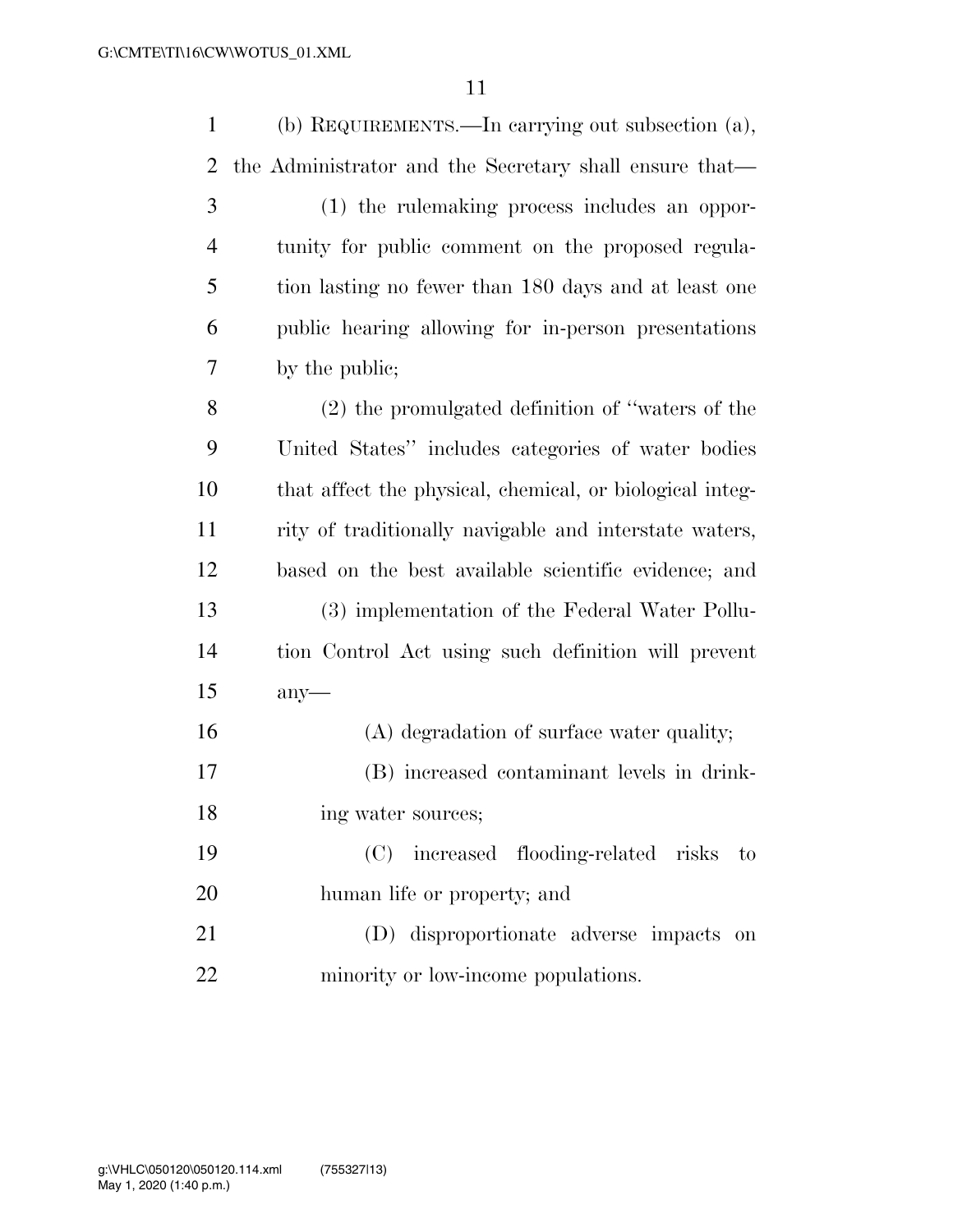(b) REQUIREMENTS.—In carrying out subsection (a), the Administrator and the Secretary shall ensure that—

(1) the rulemaking process includes an opportunity for public comment on the proposed regulation lasting no fewer than 180 days and at least one public hearing allowing for in-person presentations by the public;

(2) the promulgated definition of ''waters of the United States'' includes categories of water bodies that affect the physical, chemical, or biological integrity of traditionally navigable and interstate waters, based on the best available scientific evidence; and

(3) implementation of the Federal Water Pollution Control Act using such definition will prevent any—

(A) degradation of surface water quality;

(B) increased contaminant levels in drinking water sources;

(C) increased flooding-related risks to human life or property; and

(D) disproportionate adverse impacts on minority or low-income populations.